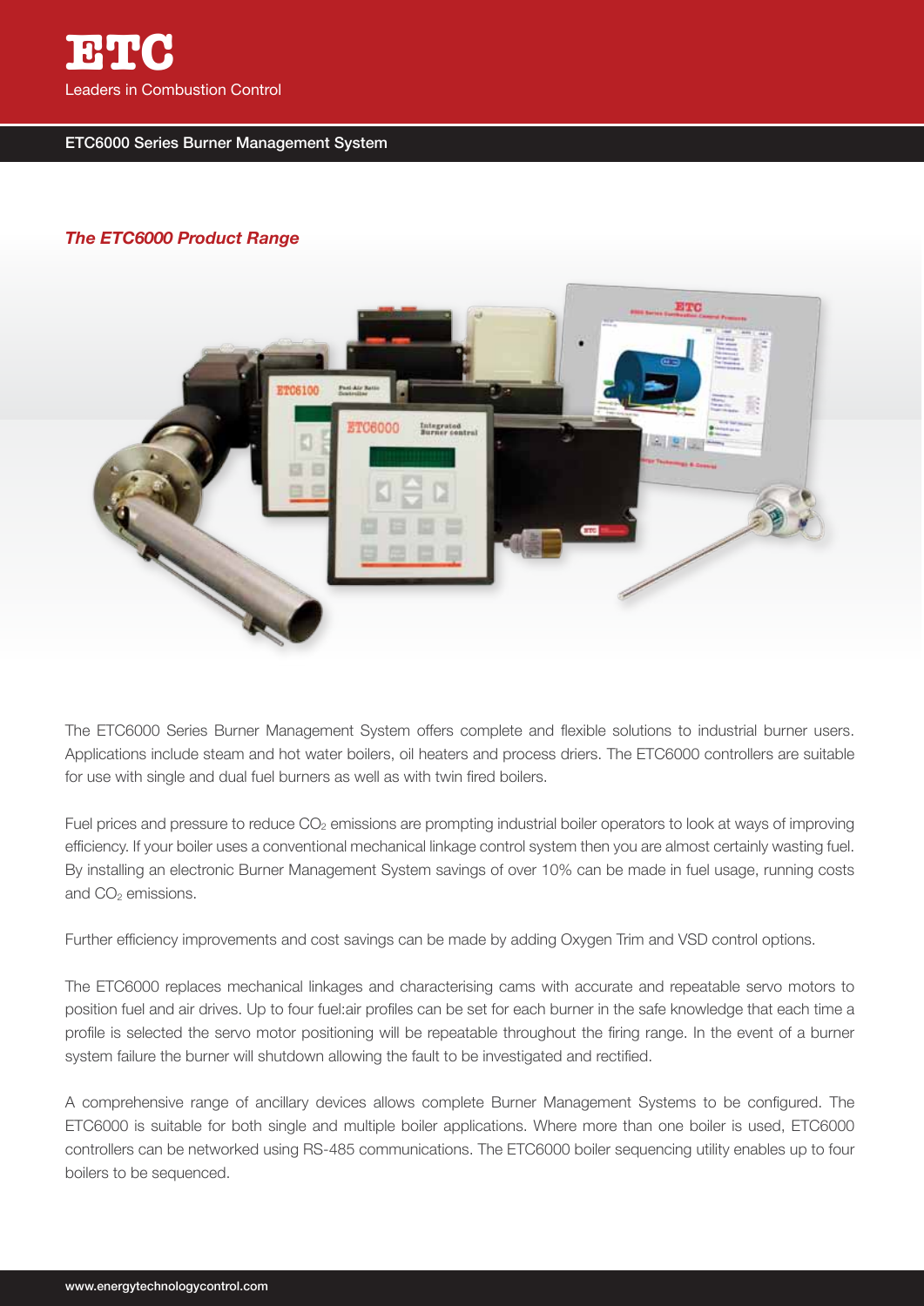# ETC

Leaders in Combustion Control

## ETC6000 Series Burner Management System

### *The ETC6000 Product Range*

The ETC6000 Series Burner Management System offers complete and flexible solutions to industrial burner users. Applications include steam and hot water boilers, oil heaters and process driers. The ETC6000 controllers are suitable for use with single and dual fuel burners as well as with twin fired boilers.

Fuel prices and pressure to reduce $CO_2$ emissions are prompting industrial boiler operators to look at ways of improving efficiency. If your boiler uses a conventional mechanical linkage control system then you are almost certainly wasting fuel. By installing an electronic Burner Management System savings of over 10% can be made in fuel usage, running costs and $CO_2$ emissions.

Further efficiency improvements and cost savings can be made by adding Oxygen Trim and VSD control options.

The ETC6000 replaces mechanical linkages and characterising cams with accurate and repeatable servo motors to position fuel and air drives. Up to four fuel:air profiles can be set for each burner in the safe knowledge that each time a profile is selected the servo motor positioning will be repeatable throughout the firing range. In the event of a burner system failure the burner will shutdown allowing the fault to be investigated and rectified.

A comprehensive range of ancillary devices allows complete Burner Management Systems to be configured. The ETC6000 is suitable for both single and multiple boiler applications. Where more than one boiler is used, ETC6000 controllers can be networked using RS-485 communications. The ETC6000 boiler sequencing utility enables up to four boilers to be sequenced.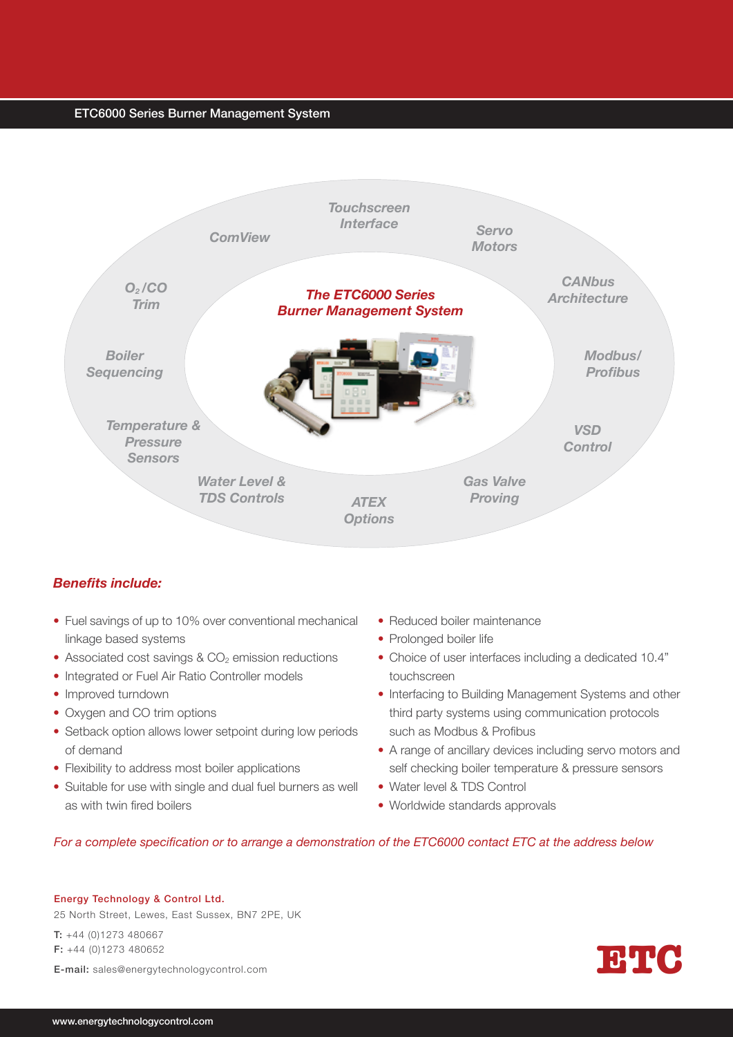ETC6000 Series Burner Management System

The ETC6000 Series Burner Management System

Touchscreen Interface

ComView

Servo Motors

$O_2$/CO Trim

CANbus Architecture

Boiler Sequencing

Modbus/ Profibus

Temperature & Pressure Sensors

VSD Control

Water Level & TDS Controls

ATEX Options

Gas Valve Proving

## *Benefits include:*

- Fuel savings of up to 10% over conventional mechanical linkage based systems
- Associated cost savings & $CO_2$ emission reductions
- Integrated or Fuel Air Ratio Controller models
- Improved turndown
- Oxygen and CO trim options
- Setback option allows lower setpoint during low periods of demand
- Flexibility to address most boiler applications
- Suitable for use with single and dual fuel burners as well as with twin fired boilers
- Reduced boiler maintenance
- Prolonged boiler life
- Choice of user interfaces including a dedicated 10.4" touchscreen
- Interfacing to Building Management Systems and other third party systems using communication protocols such as Modbus & Profibus
- A range of ancillary devices including servo motors and self checking boiler temperature & pressure sensors
- Water level & TDS Control
- Worldwide standards approvals

*For a complete specification or to arrange a demonstration of the ETC6000 contact ETC at the address below*

**Energy Technology & Control Ltd.**
25 North Street, Lewes, East Sussex, BN7 2PE, UK

**T:** +44 (0)1273 480667
**F:** +44 (0)1273 480652

**E-mail:** sales@energytechnologycontrol.com

ETC

www.energytechnologycontrol.com